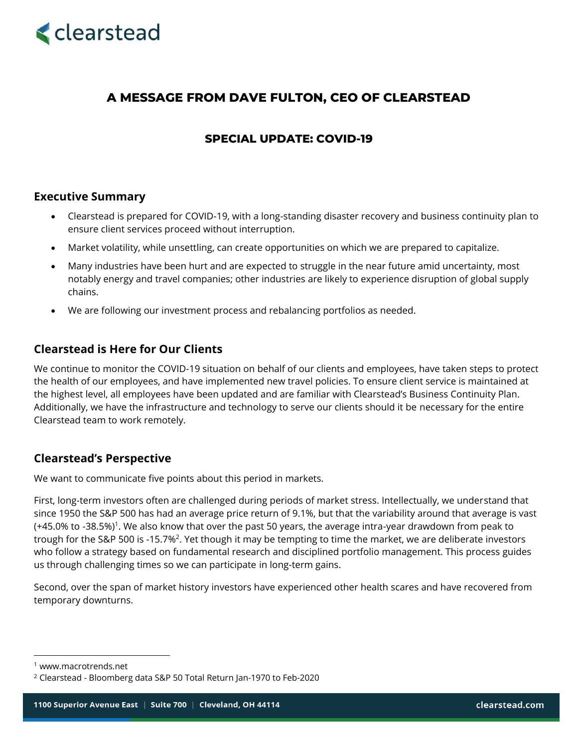# A MESSAGE FROM DAVE FULTON, CEO OF CLEARSTEAD

## SPECIAL UPDATE: COVID-19

### Executive Summary

- Clearstead is prepared for COVID-19, with a long-standing disaster recovery and business continuity plan to ensure client services proceed without interruption.
- Market volatility, while unsettling, can create opportunities on which we are prepared to capitalize.
- Many industries have been hurt and are expected to struggle in the near future amid uncertainty, most notably energy and travel companies; other industries are likely to experience disruption of global supply chains.
- We are following our investment process and rebalancing portfolios as needed.

### Clearstead is Here for Our Clients

We continue to monitor the COVID-19 situation on behalf of our clients and employees, have taken steps to protect the health of our employees, and have implemented new travel policies. To ensure client service is maintained at the highest level, all employees have been updated and are familiar with Clearstead's Business Continuity Plan. Additionally, we have the infrastructure and technology to serve our clients should it be necessary for the entire Clearstead team to work remotely.

### Clearstead's Perspective

We want to communicate five points about this period in markets.

First, long-term investors often are challenged during periods of market stress. Intellectually, we understand that since 1950 the S&P 500 has had an average price return of 9.1%, but that the variability around that average is vast (+45.0% to -38.5%)[1]. We also know that over the past 50 years, the average intra-year drawdown from peak to trough for the S&P 500 is -15.7%[2]. Yet though it may be tempting to time the market, we are deliberate investors who follow a strategy based on fundamental research and disciplined portfolio management. This process guides us through challenging times so we can participate in long-term gains.

Second, over the span of market history investors have experienced other health scares and have recovered from temporary downturns.

---

[1] www.macrotrends.net

[2] Clearstead - Bloomberg data S&P 50 Total Return Jan-1970 to Feb-2020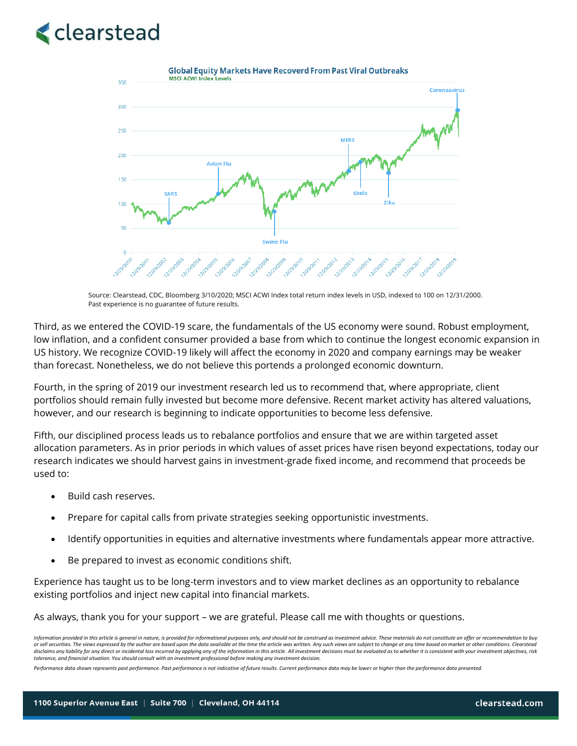Global Equity Markets Have Recoverd From Past Viral Outbreaks

MSCI ACWI Index Levels

350
300
250
200
150
100
50
0

SARS
Avian Flu
Swine Flu
MERS
Ebola
Zika
Coronavirus

12/29/2000
12/29/2001
12/29/2002
12/29/2003
12/29/2004
12/29/2005
12/29/2006
12/29/2007
12/29/2008
12/29/2009
12/29/2010
12/29/2011
12/29/2012
12/29/2013
12/29/2014
12/29/2015
12/29/2016
12/29/2017
12/29/2018
12/29/2019

Source: Clearstead, CDC, Bloomberg 3/10/2020; MSCI ACWI Index total return index levels in USD, indexed to 100 on 12/31/2000.
Past experience is no guarantee of future results.

Third, as we entered the COVID-19 scare, the fundamentals of the US economy were sound. Robust employment, low inflation, and a confident consumer provided a base from which to continue the longest economic expansion in US history. We recognize COVID-19 likely will affect the economy in 2020 and company earnings may be weaker than forecast. Nonetheless, we do not believe this portends a prolonged economic downturn.

Fourth, in the spring of 2019 our investment research led us to recommend that, where appropriate, client portfolios should remain fully invested but become more defensive. Recent market activity has altered valuations, however, and our research is beginning to indicate opportunities to become less defensive.

Fifth, our disciplined process leads us to rebalance portfolios and ensure that we are within targeted asset allocation parameters. As in prior periods in which values of asset prices have risen beyond expectations, today our research indicates we should harvest gains in investment-grade fixed income, and recommend that proceeds be used to:

- Build cash reserves.
- Prepare for capital calls from private strategies seeking opportunistic investments.
- Identify opportunities in equities and alternative investments where fundamentals appear more attractive.
- Be prepared to invest as economic conditions shift.

Experience has taught us to be long-term investors and to view market declines as an opportunity to rebalance existing portfolios and inject new capital into financial markets.

As always, thank you for your support – we are grateful. Please call me with thoughts or questions.

*Information provided in this article is general in nature, is provided for informational purposes only, and should not be construed as investment advice. These materials do not constitute an offer or recommendation to buy or sell securities. The views expressed by the author are based upon the data available at the time the article was written. Any such views are subject to change at any time based on market or other conditions. Clearstead disclaims any liability for any direct or incidental loss incurred by applying any of the information in this article. All investment decisions must be evaluated as to whether it is consistent with your investment objectives, risk tolerance, and financial situation. You should consult with an investment professional before making any investment decision.*

*Performance data shown represents past performance. Past performance is not indicative of future results. Current performance data may be lower or higher than the performance data presented.*

**1100 Superior Avenue East | Suite 700 | Cleveland, OH 44114** **clearstead.com**